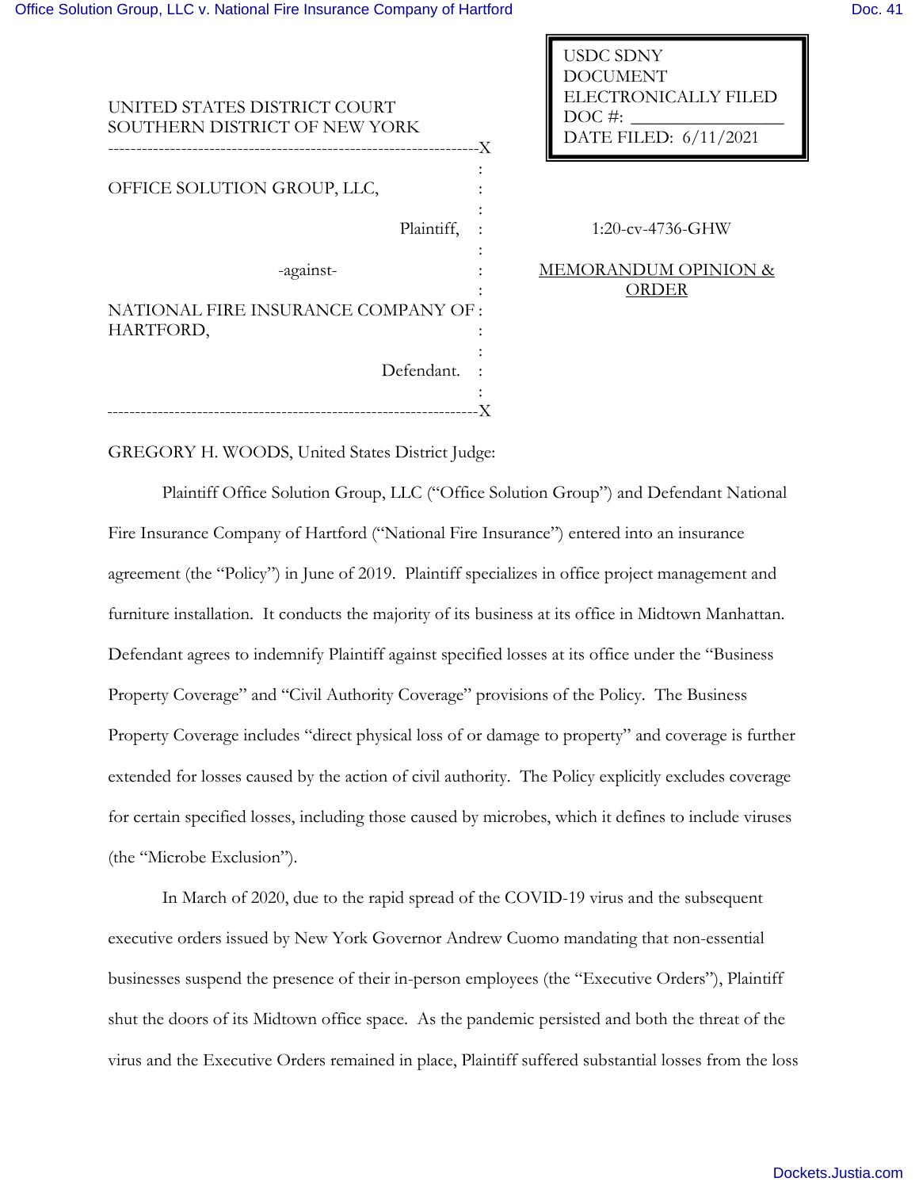USDC SDNY
DOCUMENT
ELECTRONICALLY FILED
DOC #: _______________
DATE FILED: 6/11/2021

UNITED STATES DISTRICT COURT
SOUTHERN DISTRICT OF NEW YORK

OFFICE SOLUTION GROUP, LLC,

Plaintiff,

-against-

NATIONAL FIRE INSURANCE COMPANY OF HARTFORD,

Defendant.

1:20-cv-4736-GHW

MEMORANDUM OPINION & ORDER

GREGORY H. WOODS, United States District Judge:

Plaintiff Office Solution Group, LLC ("Office Solution Group") and Defendant National Fire Insurance Company of Hartford ("National Fire Insurance") entered into an insurance agreement (the "Policy") in June of 2019. Plaintiff specializes in office project management and furniture installation. It conducts the majority of its business at its office in Midtown Manhattan. Defendant agrees to indemnify Plaintiff against specified losses at its office under the "Business Property Coverage" and "Civil Authority Coverage" provisions of the Policy. The Business Property Coverage includes "direct physical loss of or damage to property" and coverage is further extended for losses caused by the action of civil authority. The Policy explicitly excludes coverage for certain specified losses, including those caused by microbes, which it defines to include viruses (the "Microbe Exclusion").

In March of 2020, due to the rapid spread of the COVID-19 virus and the subsequent executive orders issued by New York Governor Andrew Cuomo mandating that non-essential businesses suspend the presence of their in-person employees (the "Executive Orders"), Plaintiff shut the doors of its Midtown office space. As the pandemic persisted and both the threat of the virus and the Executive Orders remained in place, Plaintiff suffered substantial losses from the loss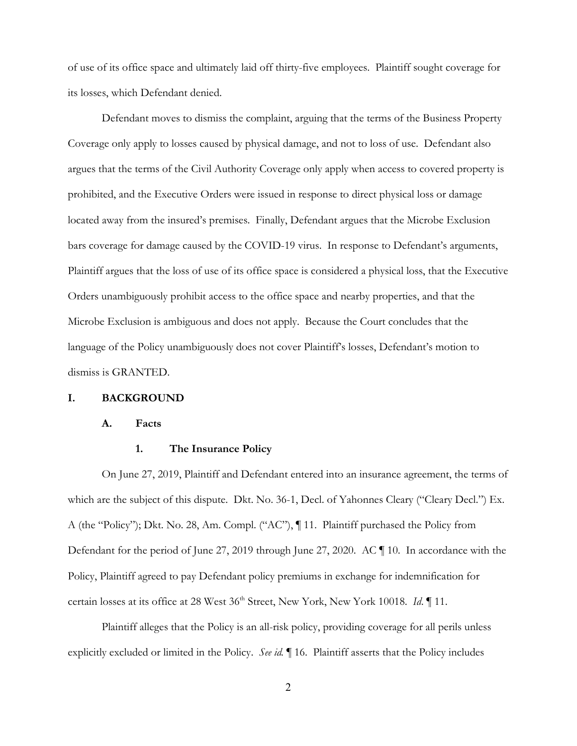of use of its office space and ultimately laid off thirty-five employees. Plaintiff sought coverage for its losses, which Defendant denied.

Defendant moves to dismiss the complaint, arguing that the terms of the Business Property Coverage only apply to losses caused by physical damage, and not to loss of use. Defendant also argues that the terms of the Civil Authority Coverage only apply when access to covered property is prohibited, and the Executive Orders were issued in response to direct physical loss or damage located away from the insured's premises. Finally, Defendant argues that the Microbe Exclusion bars coverage for damage caused by the COVID-19 virus. In response to Defendant's arguments, Plaintiff argues that the loss of use of its office space is considered a physical loss, that the Executive Orders unambiguously prohibit access to the office space and nearby properties, and that the Microbe Exclusion is ambiguous and does not apply. Because the Court concludes that the language of the Policy unambiguously does not cover Plaintiff's losses, Defendant's motion to dismiss is GRANTED.

## I. BACKGROUND

### A. Facts

#### 1. The Insurance Policy

On June 27, 2019, Plaintiff and Defendant entered into an insurance agreement, the terms of which are the subject of this dispute. Dkt. No. 36-1, Decl. of Yahonnes Cleary ("Cleary Decl.") Ex. A (the "Policy"); Dkt. No. 28, Am. Compl. ("AC"), ¶ 11. Plaintiff purchased the Policy from Defendant for the period of June 27, 2019 through June 27, 2020. AC ¶ 10. In accordance with the Policy, Plaintiff agreed to pay Defendant policy premiums in exchange for indemnification for certain losses at its office at 28 West 36th Street, New York, New York 10018. *Id*. ¶ 11.

Plaintiff alleges that the Policy is an all-risk policy, providing coverage for all perils unless explicitly excluded or limited in the Policy. *See id.* ¶ 16. Plaintiff asserts that the Policy includes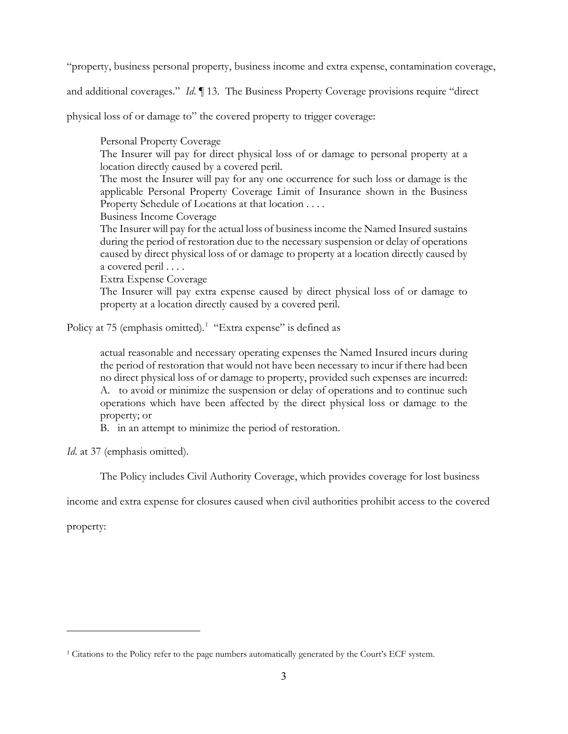"property, business personal property, business income and extra expense, contamination coverage, and additional coverages." *Id.* ¶ 13. The Business Property Coverage provisions require "direct physical loss of or damage to" the covered property to trigger coverage:

> Personal Property Coverage
> The Insurer will pay for direct physical loss of or damage to personal property at a location directly caused by a covered peril.
> The most the Insurer will pay for any one occurrence for such loss or damage is the applicable Personal Property Coverage Limit of Insurance shown in the Business Property Schedule of Locations at that location . . . .
> Business Income Coverage
> The Insurer will pay for the actual loss of business income the Named Insured sustains during the period of restoration due to the necessary suspension or delay of operations caused by direct physical loss of or damage to property at a location directly caused by a covered peril . . . .
> Extra Expense Coverage
> The Insurer will pay extra expense caused by direct physical loss of or damage to property at a location directly caused by a covered peril.

Policy at 75 (emphasis omitted).[1] "Extra expense" is defined as

> actual reasonable and necessary operating expenses the Named Insured incurs during the period of restoration that would not have been necessary to incur if there had been no direct physical loss of or damage to property, provided such expenses are incurred:
> A. to avoid or minimize the suspension or delay of operations and to continue such operations which have been affected by the direct physical loss or damage to the property; or
> B. in an attempt to minimize the period of restoration.

*Id.* at 37 (emphasis omitted).

The Policy includes Civil Authority Coverage, which provides coverage for lost business income and extra expense for closures caused when civil authorities prohibit access to the covered property:

---

[1] Citations to the Policy refer to the page numbers automatically generated by the Court's ECF system.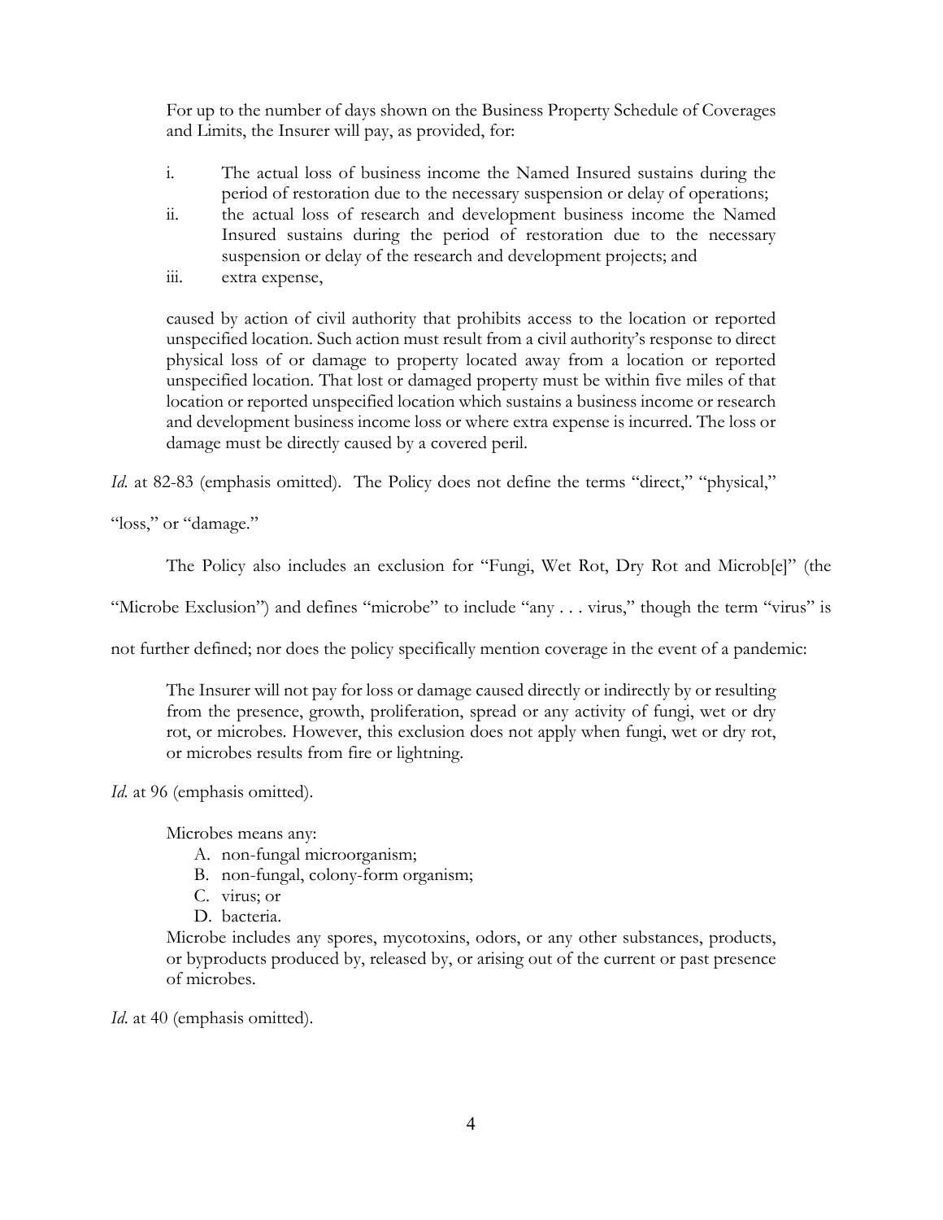> For up to the number of days shown on the Business Property Schedule of Coverages and Limits, the Insurer will pay, as provided, for:
>
> i. The actual loss of business income the Named Insured sustains during the period of restoration due to the necessary suspension or delay of operations;
>
> ii. the actual loss of research and development business income the Named Insured sustains during the period of restoration due to the necessary suspension or delay of the research and development projects; and
>
> iii. extra expense,
>
> caused by action of civil authority that prohibits access to the location or reported unspecified location. Such action must result from a civil authority's response to direct physical loss of or damage to property located away from a location or reported unspecified location. That lost or damaged property must be within five miles of that location or reported unspecified location which sustains a business income or research and development business income loss or where extra expense is incurred. The loss or damage must be directly caused by a covered peril.

*Id.* at 82-83 (emphasis omitted). The Policy does not define the terms "direct," "physical," "loss," or "damage."

The Policy also includes an exclusion for "Fungi, Wet Rot, Dry Rot and Microb[e]" (the "Microbe Exclusion") and defines "microbe" to include "any . . . virus," though the term "virus" is not further defined; nor does the policy specifically mention coverage in the event of a pandemic:

> The Insurer will not pay for loss or damage caused directly or indirectly by or resulting from the presence, growth, proliferation, spread or any activity of fungi, wet or dry rot, or microbes. However, this exclusion does not apply when fungi, wet or dry rot, or microbes results from fire or lightning.

*Id.* at 96 (emphasis omitted).

> Microbes means any:
>
> A. non-fungal microorganism;
> B. non-fungal, colony-form organism;
> C. virus; or
> D. bacteria.
>
> Microbe includes any spores, mycotoxins, odors, or any other substances, products, or byproducts produced by, released by, or arising out of the current or past presence of microbes.

*Id.* at 40 (emphasis omitted).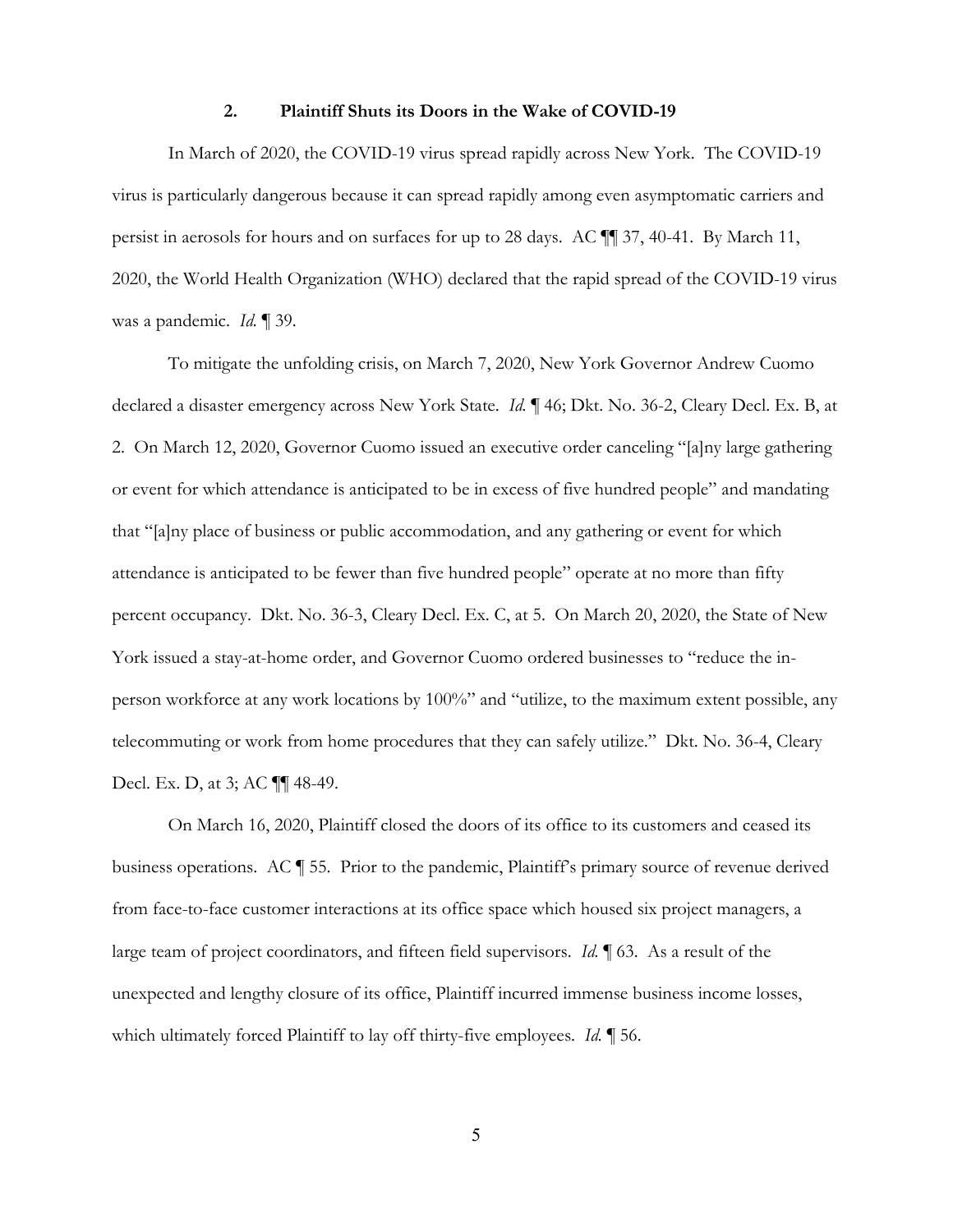### 2. Plaintiff Shuts its Doors in the Wake of COVID-19

In March of 2020, the COVID-19 virus spread rapidly across New York. The COVID-19 virus is particularly dangerous because it can spread rapidly among even asymptomatic carriers and persist in aerosols for hours and on surfaces for up to 28 days. AC ¶¶ 37, 40-41. By March 11, 2020, the World Health Organization (WHO) declared that the rapid spread of the COVID-19 virus was a pandemic. *Id.* ¶ 39.

To mitigate the unfolding crisis, on March 7, 2020, New York Governor Andrew Cuomo declared a disaster emergency across New York State. *Id.* ¶ 46; Dkt. No. 36-2, Cleary Decl. Ex. B, at 2. On March 12, 2020, Governor Cuomo issued an executive order canceling "[a]ny large gathering or event for which attendance is anticipated to be in excess of five hundred people" and mandating that "[a]ny place of business or public accommodation, and any gathering or event for which attendance is anticipated to be fewer than five hundred people" operate at no more than fifty percent occupancy. Dkt. No. 36-3, Cleary Decl. Ex. C, at 5. On March 20, 2020, the State of New York issued a stay-at-home order, and Governor Cuomo ordered businesses to "reduce the in-person workforce at any work locations by 100%" and "utilize, to the maximum extent possible, any telecommuting or work from home procedures that they can safely utilize." Dkt. No. 36-4, Cleary Decl. Ex. D, at 3; AC ¶¶ 48-49.

On March 16, 2020, Plaintiff closed the doors of its office to its customers and ceased its business operations. AC ¶ 55. Prior to the pandemic, Plaintiff's primary source of revenue derived from face-to-face customer interactions at its office space which housed six project managers, a large team of project coordinators, and fifteen field supervisors. *Id.* ¶ 63. As a result of the unexpected and lengthy closure of its office, Plaintiff incurred immense business income losses, which ultimately forced Plaintiff to lay off thirty-five employees. *Id.* ¶ 56.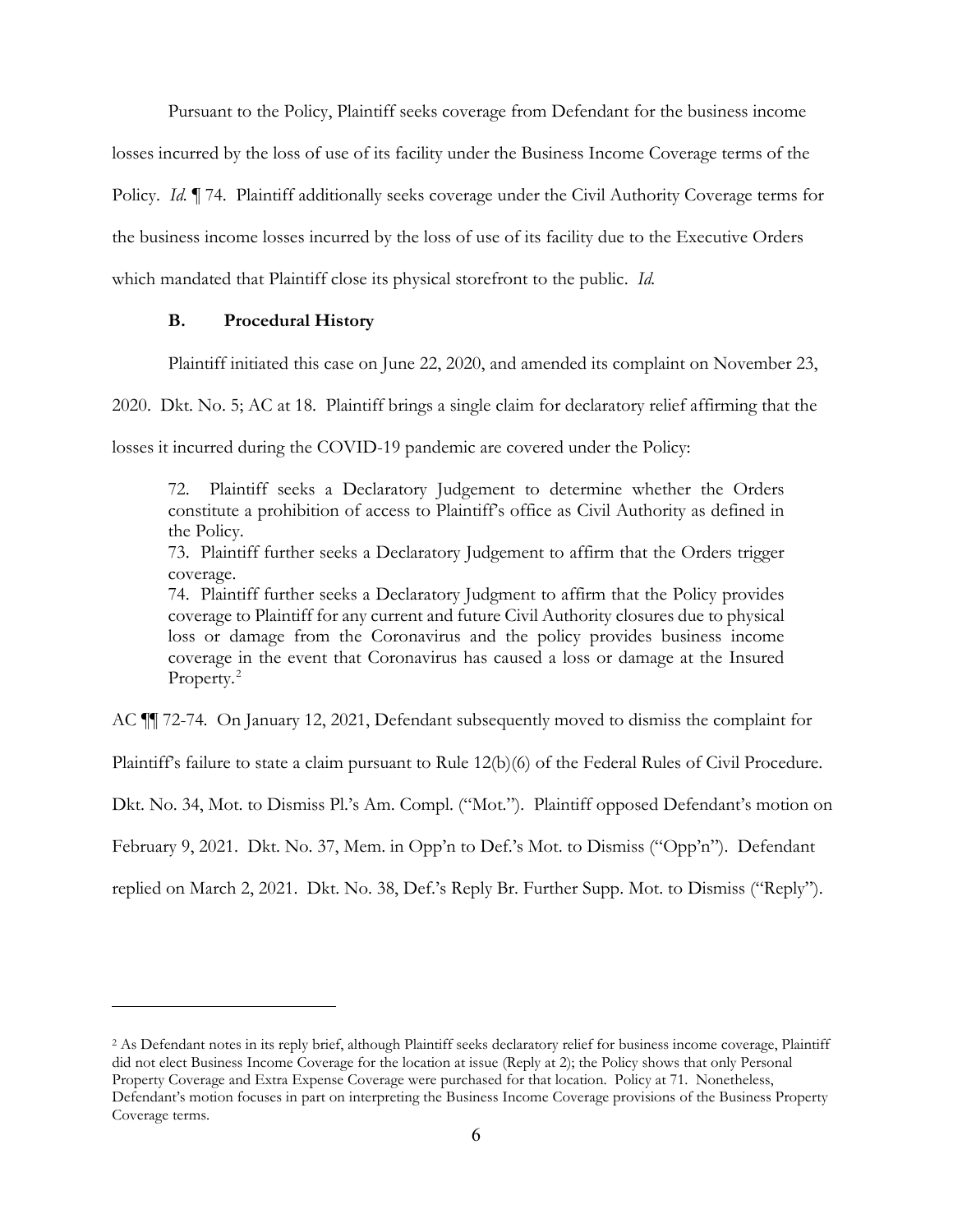Pursuant to the Policy, Plaintiff seeks coverage from Defendant for the business income losses incurred by the loss of use of its facility under the Business Income Coverage terms of the Policy. *Id.* ¶ 74. Plaintiff additionally seeks coverage under the Civil Authority Coverage terms for the business income losses incurred by the loss of use of its facility due to the Executive Orders which mandated that Plaintiff close its physical storefront to the public. *Id.*

### B. Procedural History

Plaintiff initiated this case on June 22, 2020, and amended its complaint on November 23, 2020. Dkt. No. 5; AC at 18. Plaintiff brings a single claim for declaratory relief affirming that the losses it incurred during the COVID-19 pandemic are covered under the Policy:

> 72. Plaintiff seeks a Declaratory Judgement to determine whether the Orders constitute a prohibition of access to Plaintiff's office as Civil Authority as defined in the Policy.
> 73. Plaintiff further seeks a Declaratory Judgement to affirm that the Orders trigger coverage.
> 74. Plaintiff further seeks a Declaratory Judgment to affirm that the Policy provides coverage to Plaintiff for any current and future Civil Authority closures due to physical loss or damage from the Coronavirus and the policy provides business income coverage in the event that Coronavirus has caused a loss or damage at the Insured Property.[2]

AC ¶¶ 72-74. On January 12, 2021, Defendant subsequently moved to dismiss the complaint for Plaintiff's failure to state a claim pursuant to Rule 12(b)(6) of the Federal Rules of Civil Procedure. Dkt. No. 34, Mot. to Dismiss Pl.'s Am. Compl. ("Mot."). Plaintiff opposed Defendant's motion on February 9, 2021. Dkt. No. 37, Mem. in Opp'n to Def.'s Mot. to Dismiss ("Opp'n"). Defendant replied on March 2, 2021. Dkt. No. 38, Def.'s Reply Br. Further Supp. Mot. to Dismiss ("Reply").

---

[2] As Defendant notes in its reply brief, although Plaintiff seeks declaratory relief for business income coverage, Plaintiff did not elect Business Income Coverage for the location at issue (Reply at 2); the Policy shows that only Personal Property Coverage and Extra Expense Coverage were purchased for that location. Policy at 71. Nonetheless, Defendant's motion focuses in part on interpreting the Business Income Coverage provisions of the Business Property Coverage terms.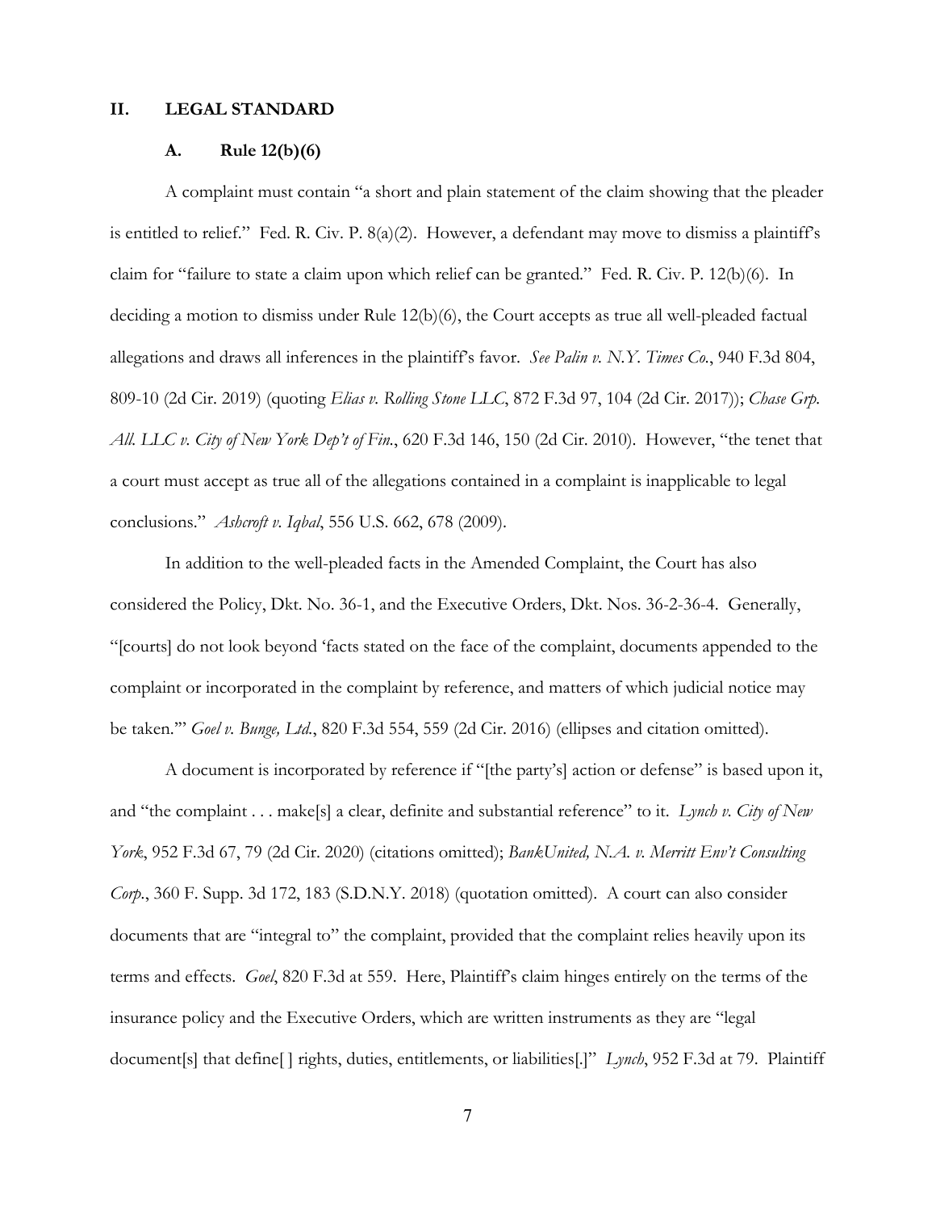## II. LEGAL STANDARD

### A. Rule 12(b)(6)

A complaint must contain "a short and plain statement of the claim showing that the pleader is entitled to relief." Fed. R. Civ. P. 8(a)(2). However, a defendant may move to dismiss a plaintiff's claim for "failure to state a claim upon which relief can be granted." Fed. R. Civ. P. 12(b)(6). In deciding a motion to dismiss under Rule 12(b)(6), the Court accepts as true all well-pleaded factual allegations and draws all inferences in the plaintiff's favor. *See Palin v. N.Y. Times Co.*, 940 F.3d 804, 809-10 (2d Cir. 2019) (quoting *Elias v. Rolling Stone LLC*, 872 F.3d 97, 104 (2d Cir. 2017)); *Chase Grp. All. LLC v. City of New York Dep't of Fin.*, 620 F.3d 146, 150 (2d Cir. 2010). However, "the tenet that a court must accept as true all of the allegations contained in a complaint is inapplicable to legal conclusions." *Ashcroft v. Iqbal*, 556 U.S. 662, 678 (2009).

In addition to the well-pleaded facts in the Amended Complaint, the Court has also considered the Policy, Dkt. No. 36-1, and the Executive Orders, Dkt. Nos. 36-2-36-4. Generally, "[courts] do not look beyond 'facts stated on the face of the complaint, documents appended to the complaint or incorporated in the complaint by reference, and matters of which judicial notice may be taken.'" *Goel v. Bunge, Ltd.*, 820 F.3d 554, 559 (2d Cir. 2016) (ellipses and citation omitted).

A document is incorporated by reference if "[the party's] action or defense" is based upon it, and "the complaint . . . make[s] a clear, definite and substantial reference" to it. *Lynch v. City of New York*, 952 F.3d 67, 79 (2d Cir. 2020) (citations omitted); *BankUnited, N.A. v. Merritt Env't Consulting Corp.*, 360 F. Supp. 3d 172, 183 (S.D.N.Y. 2018) (quotation omitted). A court can also consider documents that are "integral to" the complaint, provided that the complaint relies heavily upon its terms and effects. *Goel*, 820 F.3d at 559. Here, Plaintiff's claim hinges entirely on the terms of the insurance policy and the Executive Orders, which are written instruments as they are "legal document[s] that define[ ] rights, duties, entitlements, or liabilities[.]" *Lynch*, 952 F.3d at 79. Plaintiff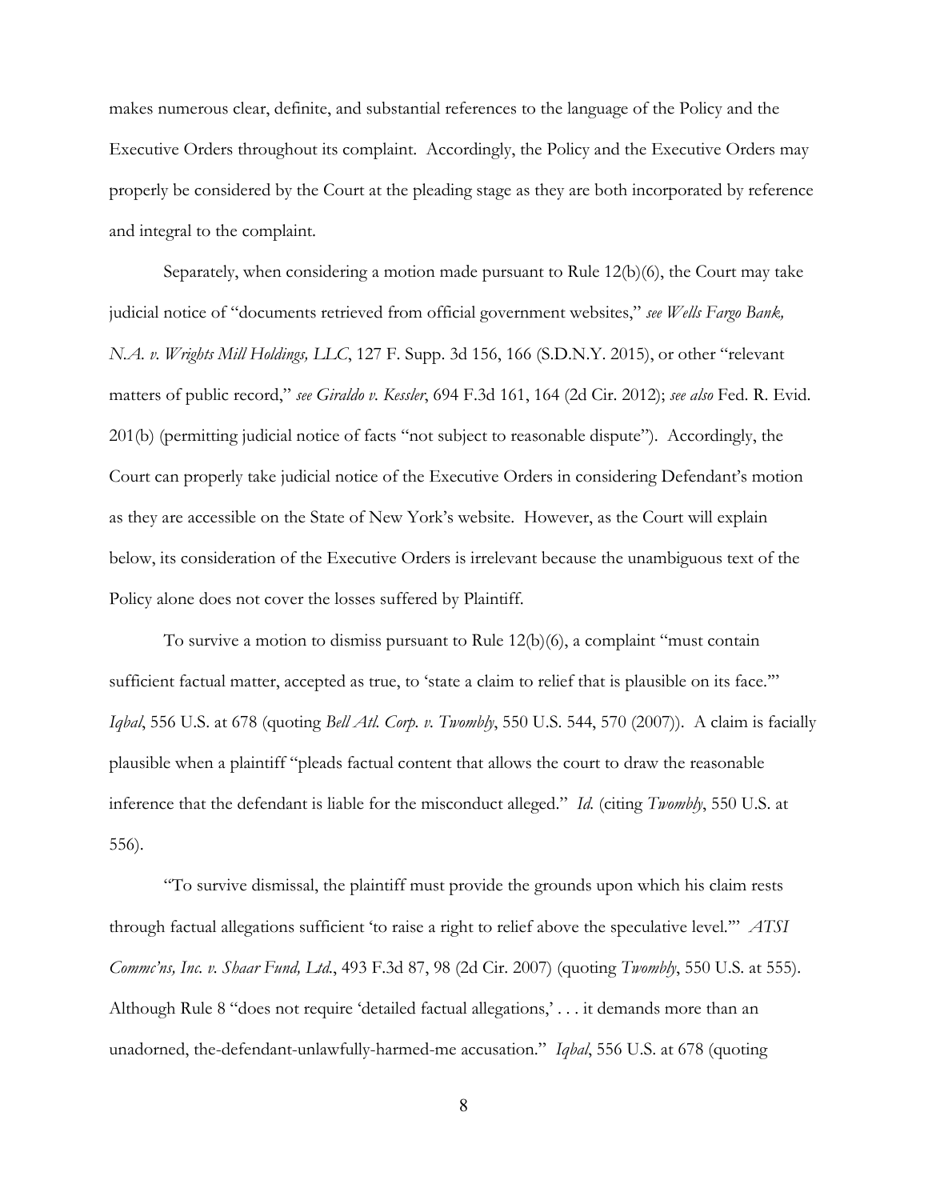makes numerous clear, definite, and substantial references to the language of the Policy and the Executive Orders throughout its complaint. Accordingly, the Policy and the Executive Orders may properly be considered by the Court at the pleading stage as they are both incorporated by reference and integral to the complaint.

Separately, when considering a motion made pursuant to Rule 12(b)(6), the Court may take judicial notice of "documents retrieved from official government websites," *see Wells Fargo Bank, N.A. v. Wrights Mill Holdings, LLC*, 127 F. Supp. 3d 156, 166 (S.D.N.Y. 2015), or other "relevant matters of public record," *see Giraldo v. Kessler*, 694 F.3d 161, 164 (2d Cir. 2012); *see also* Fed. R. Evid. 201(b) (permitting judicial notice of facts "not subject to reasonable dispute"). Accordingly, the Court can properly take judicial notice of the Executive Orders in considering Defendant's motion as they are accessible on the State of New York's website. However, as the Court will explain below, its consideration of the Executive Orders is irrelevant because the unambiguous text of the Policy alone does not cover the losses suffered by Plaintiff.

To survive a motion to dismiss pursuant to Rule 12(b)(6), a complaint "must contain sufficient factual matter, accepted as true, to 'state a claim to relief that is plausible on its face.'" *Iqbal*, 556 U.S. at 678 (quoting *Bell Atl. Corp. v. Twombly*, 550 U.S. 544, 570 (2007)). A claim is facially plausible when a plaintiff "pleads factual content that allows the court to draw the reasonable inference that the defendant is liable for the misconduct alleged." *Id.* (citing *Twombly*, 550 U.S. at 556).

"To survive dismissal, the plaintiff must provide the grounds upon which his claim rests through factual allegations sufficient 'to raise a right to relief above the speculative level.'" *ATSI Commc'ns, Inc. v. Shaar Fund, Ltd.*, 493 F.3d 87, 98 (2d Cir. 2007) (quoting *Twombly*, 550 U.S. at 555). Although Rule 8 "does not require 'detailed factual allegations,' . . . it demands more than an unadorned, the-defendant-unlawfully-harmed-me accusation." *Iqbal*, 556 U.S. at 678 (quoting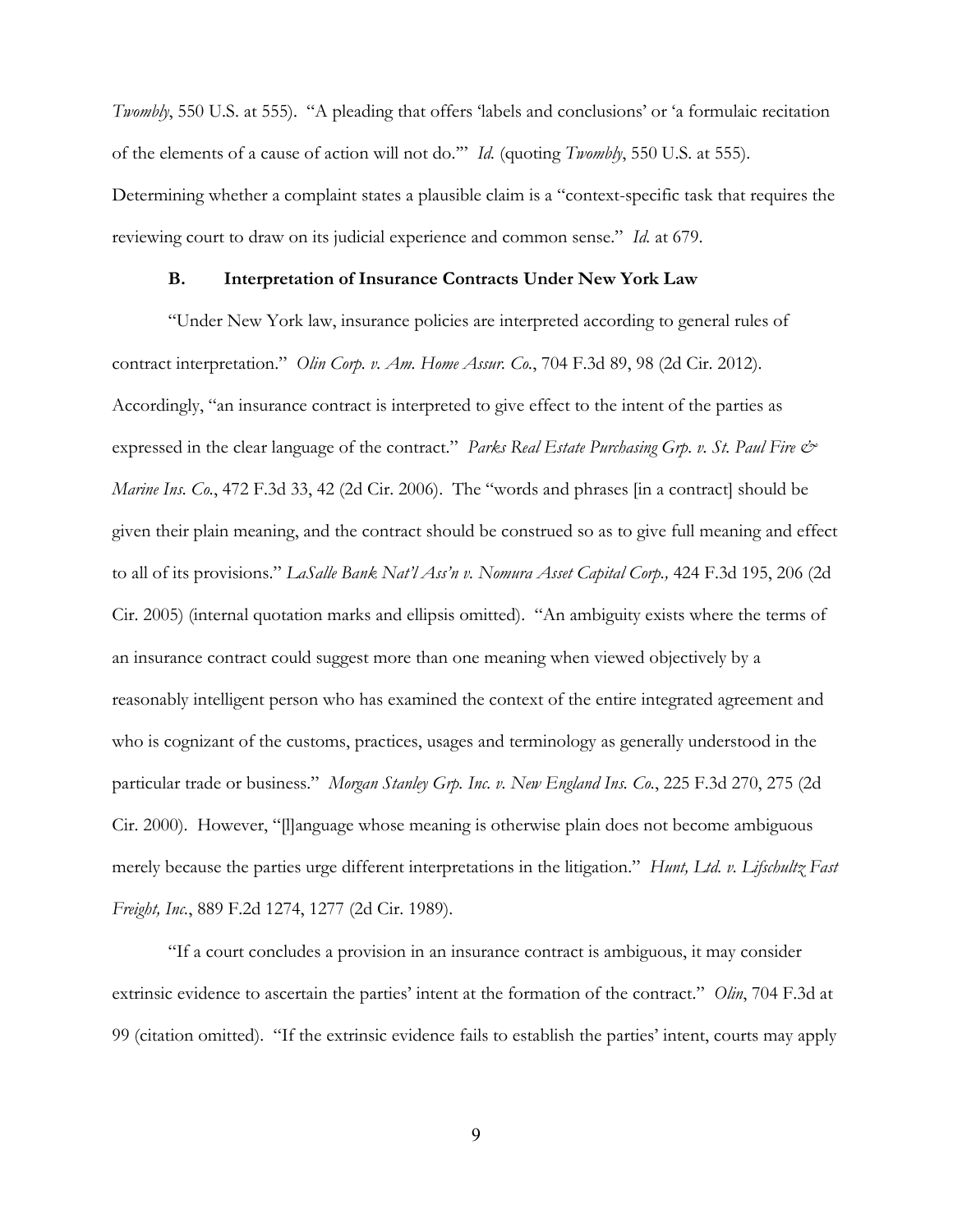*Twombly*, 550 U.S. at 555). "A pleading that offers 'labels and conclusions' or 'a formulaic recitation of the elements of a cause of action will not do.'" *Id.* (quoting *Twombly*, 550 U.S. at 555). Determining whether a complaint states a plausible claim is a "context-specific task that requires the reviewing court to draw on its judicial experience and common sense." *Id.* at 679.

### B. Interpretation of Insurance Contracts Under New York Law

"Under New York law, insurance policies are interpreted according to general rules of contract interpretation." *Olin Corp. v. Am. Home Assur. Co.*, 704 F.3d 89, 98 (2d Cir. 2012). Accordingly, "an insurance contract is interpreted to give effect to the intent of the parties as expressed in the clear language of the contract." *Parks Real Estate Purchasing Grp. v. St. Paul Fire & Marine Ins. Co.*, 472 F.3d 33, 42 (2d Cir. 2006). The "words and phrases [in a contract] should be given their plain meaning, and the contract should be construed so as to give full meaning and effect to all of its provisions." *LaSalle Bank Nat'l Ass'n v. Nomura Asset Capital Corp.,* 424 F.3d 195, 206 (2d Cir. 2005) (internal quotation marks and ellipsis omitted). "An ambiguity exists where the terms of an insurance contract could suggest more than one meaning when viewed objectively by a reasonably intelligent person who has examined the context of the entire integrated agreement and who is cognizant of the customs, practices, usages and terminology as generally understood in the particular trade or business." *Morgan Stanley Grp. Inc. v. New England Ins. Co.*, 225 F.3d 270, 275 (2d Cir. 2000). However, "[l]anguage whose meaning is otherwise plain does not become ambiguous merely because the parties urge different interpretations in the litigation." *Hunt, Ltd. v. Lifschultz Fast Freight, Inc.*, 889 F.2d 1274, 1277 (2d Cir. 1989).

"If a court concludes a provision in an insurance contract is ambiguous, it may consider extrinsic evidence to ascertain the parties' intent at the formation of the contract." *Olin*, 704 F.3d at 99 (citation omitted). "If the extrinsic evidence fails to establish the parties' intent, courts may apply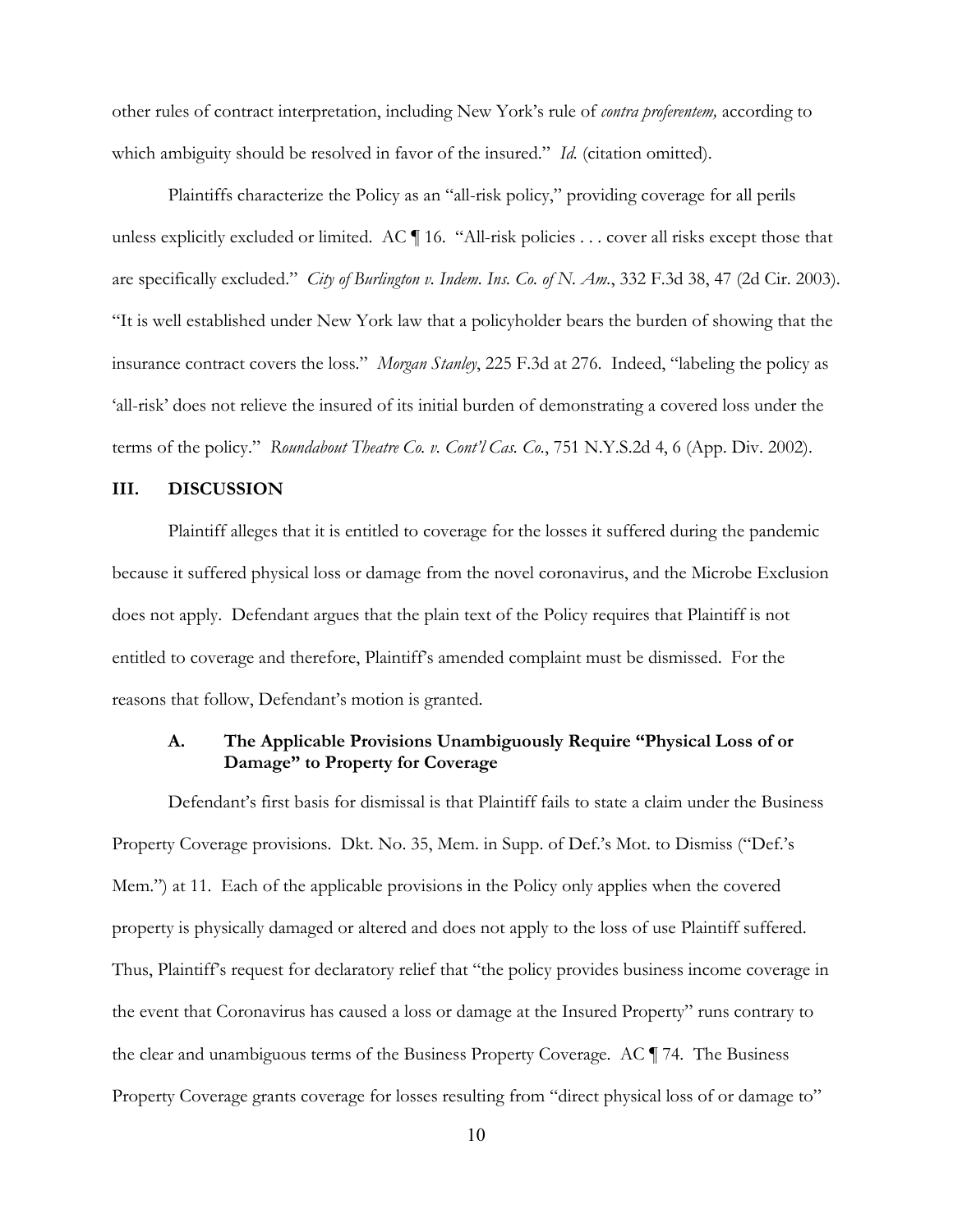other rules of contract interpretation, including New York's rule of *contra proferentem,* according to which ambiguity should be resolved in favor of the insured." *Id.* (citation omitted).

Plaintiffs characterize the Policy as an "all-risk policy," providing coverage for all perils unless explicitly excluded or limited. AC ¶ 16. "All-risk policies . . . cover all risks except those that are specifically excluded." *City of Burlington v. Indem. Ins. Co. of N. Am.*, 332 F.3d 38, 47 (2d Cir. 2003). "It is well established under New York law that a policyholder bears the burden of showing that the insurance contract covers the loss." *Morgan Stanley*, 225 F.3d at 276. Indeed, "labeling the policy as 'all-risk' does not relieve the insured of its initial burden of demonstrating a covered loss under the terms of the policy." *Roundabout Theatre Co. v. Cont'l Cas. Co.*, 751 N.Y.S.2d 4, 6 (App. Div. 2002).

## III. DISCUSSION

Plaintiff alleges that it is entitled to coverage for the losses it suffered during the pandemic because it suffered physical loss or damage from the novel coronavirus, and the Microbe Exclusion does not apply. Defendant argues that the plain text of the Policy requires that Plaintiff is not entitled to coverage and therefore, Plaintiff's amended complaint must be dismissed. For the reasons that follow, Defendant's motion is granted.

### A. The Applicable Provisions Unambiguously Require "Physical Loss of or Damage" to Property for Coverage

Defendant's first basis for dismissal is that Plaintiff fails to state a claim under the Business Property Coverage provisions. Dkt. No. 35, Mem. in Supp. of Def.'s Mot. to Dismiss ("Def.'s Mem.") at 11. Each of the applicable provisions in the Policy only applies when the covered property is physically damaged or altered and does not apply to the loss of use Plaintiff suffered. Thus, Plaintiff's request for declaratory relief that "the policy provides business income coverage in the event that Coronavirus has caused a loss or damage at the Insured Property" runs contrary to the clear and unambiguous terms of the Business Property Coverage. AC ¶ 74. The Business Property Coverage grants coverage for losses resulting from "direct physical loss of or damage to"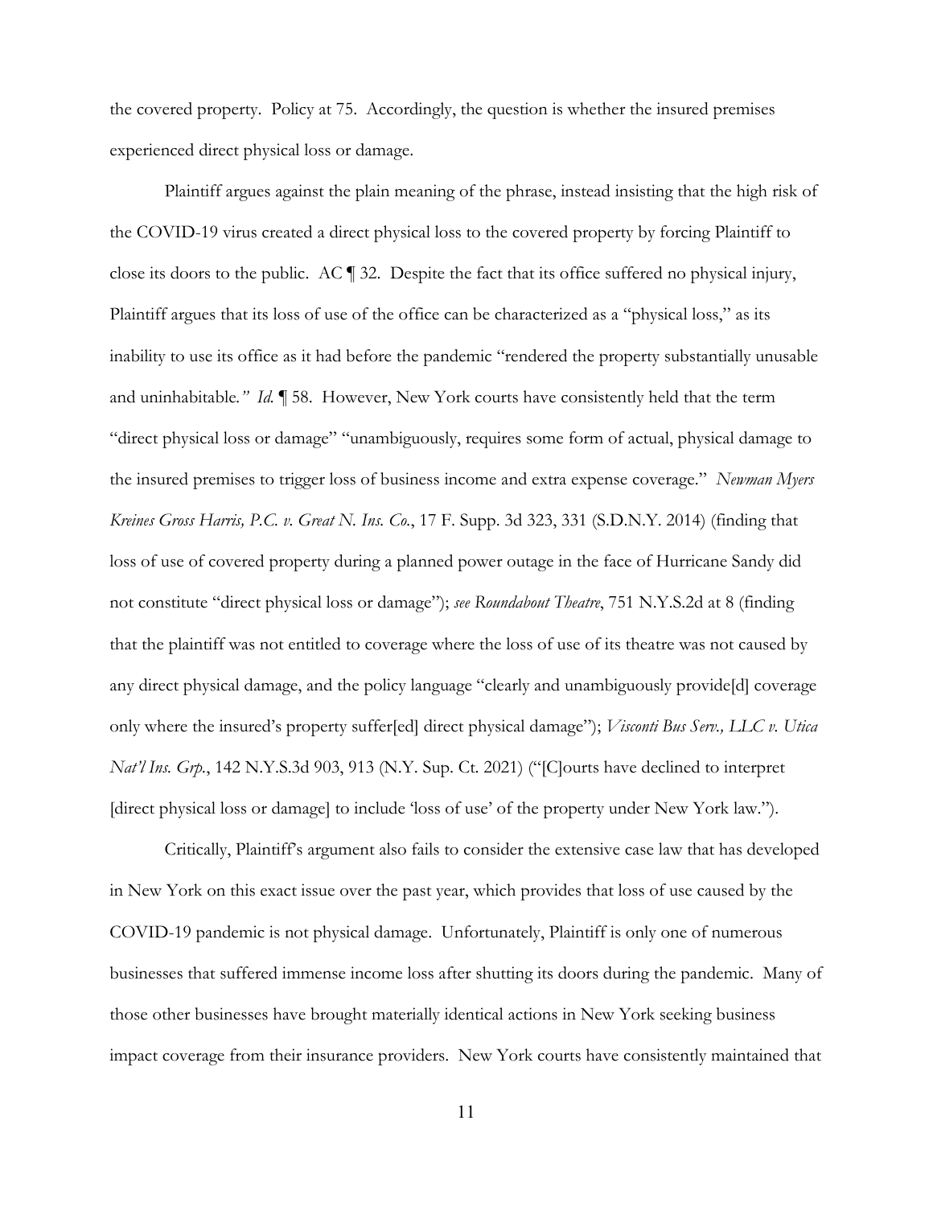the covered property. Policy at 75. Accordingly, the question is whether the insured premises experienced direct physical loss or damage.

Plaintiff argues against the plain meaning of the phrase, instead insisting that the high risk of the COVID-19 virus created a direct physical loss to the covered property by forcing Plaintiff to close its doors to the public. AC ¶ 32. Despite the fact that its office suffered no physical injury, Plaintiff argues that its loss of use of the office can be characterized as a "physical loss," as its inability to use its office as it had before the pandemic "rendered the property substantially unusable and uninhabitable*." Id.* ¶ 58. However, New York courts have consistently held that the term "direct physical loss or damage" "unambiguously, requires some form of actual, physical damage to the insured premises to trigger loss of business income and extra expense coverage." *Newman Myers Kreines Gross Harris, P.C. v. Great N. Ins. Co.*, 17 F. Supp. 3d 323, 331 (S.D.N.Y. 2014) (finding that loss of use of covered property during a planned power outage in the face of Hurricane Sandy did not constitute "direct physical loss or damage"); *see Roundabout Theatre*, 751 N.Y.S.2d at 8 (finding that the plaintiff was not entitled to coverage where the loss of use of its theatre was not caused by any direct physical damage, and the policy language "clearly and unambiguously provide[d] coverage only where the insured's property suffer[ed] direct physical damage"); *Visconti Bus Serv., LLC v. Utica Nat'l Ins. Grp.*, 142 N.Y.S.3d 903, 913 (N.Y. Sup. Ct. 2021) ("[C]ourts have declined to interpret [direct physical loss or damage] to include 'loss of use' of the property under New York law.").

Critically, Plaintiff's argument also fails to consider the extensive case law that has developed in New York on this exact issue over the past year, which provides that loss of use caused by the COVID-19 pandemic is not physical damage. Unfortunately, Plaintiff is only one of numerous businesses that suffered immense income loss after shutting its doors during the pandemic. Many of those other businesses have brought materially identical actions in New York seeking business impact coverage from their insurance providers. New York courts have consistently maintained that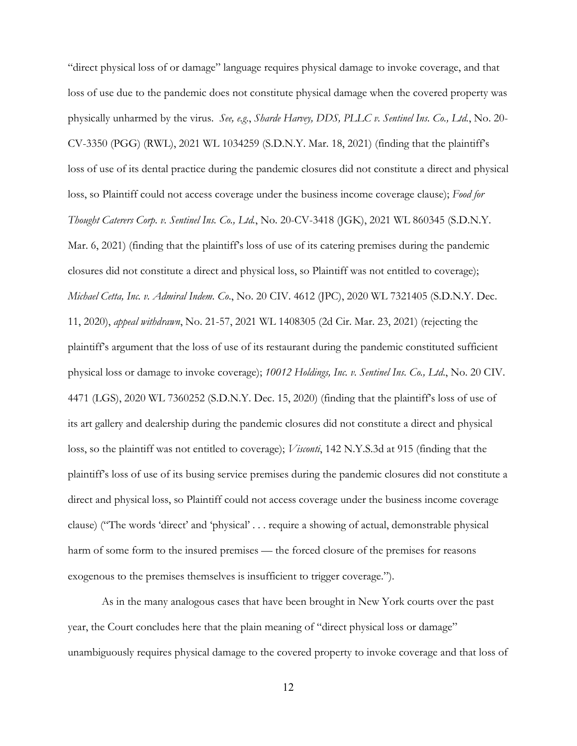"direct physical loss of or damage" language requires physical damage to invoke coverage, and that loss of use due to the pandemic does not constitute physical damage when the covered property was physically unharmed by the virus. *See, e.g.*, *Sharde Harvey, DDS, PLLC v. Sentinel Ins. Co., Ltd.*, No. 20-CV-3350 (PGG) (RWL), 2021 WL 1034259 (S.D.N.Y. Mar. 18, 2021) (finding that the plaintiff's loss of use of its dental practice during the pandemic closures did not constitute a direct and physical loss, so Plaintiff could not access coverage under the business income coverage clause); *Food for Thought Caterers Corp. v. Sentinel Ins. Co., Ltd.*, No. 20-CV-3418 (JGK), 2021 WL 860345 (S.D.N.Y. Mar. 6, 2021) (finding that the plaintiff's loss of use of its catering premises during the pandemic closures did not constitute a direct and physical loss, so Plaintiff was not entitled to coverage); *Michael Cetta, Inc. v. Admiral Indem. Co.*, No. 20 CIV. 4612 (JPC), 2020 WL 7321405 (S.D.N.Y. Dec. 11, 2020), *appeal withdrawn*, No. 21-57, 2021 WL 1408305 (2d Cir. Mar. 23, 2021) (rejecting the plaintiff's argument that the loss of use of its restaurant during the pandemic constituted sufficient physical loss or damage to invoke coverage); *10012 Holdings, Inc. v. Sentinel Ins. Co., Ltd.*, No. 20 CIV. 4471 (LGS), 2020 WL 7360252 (S.D.N.Y. Dec. 15, 2020) (finding that the plaintiff's loss of use of its art gallery and dealership during the pandemic closures did not constitute a direct and physical loss, so the plaintiff was not entitled to coverage); *Visconti*, 142 N.Y.S.3d at 915 (finding that the plaintiff's loss of use of its busing service premises during the pandemic closures did not constitute a direct and physical loss, so Plaintiff could not access coverage under the business income coverage clause) ("The words 'direct' and 'physical' . . . require a showing of actual, demonstrable physical harm of some form to the insured premises — the forced closure of the premises for reasons exogenous to the premises themselves is insufficient to trigger coverage.").

As in the many analogous cases that have been brought in New York courts over the past year, the Court concludes here that the plain meaning of "direct physical loss or damage" unambiguously requires physical damage to the covered property to invoke coverage and that loss of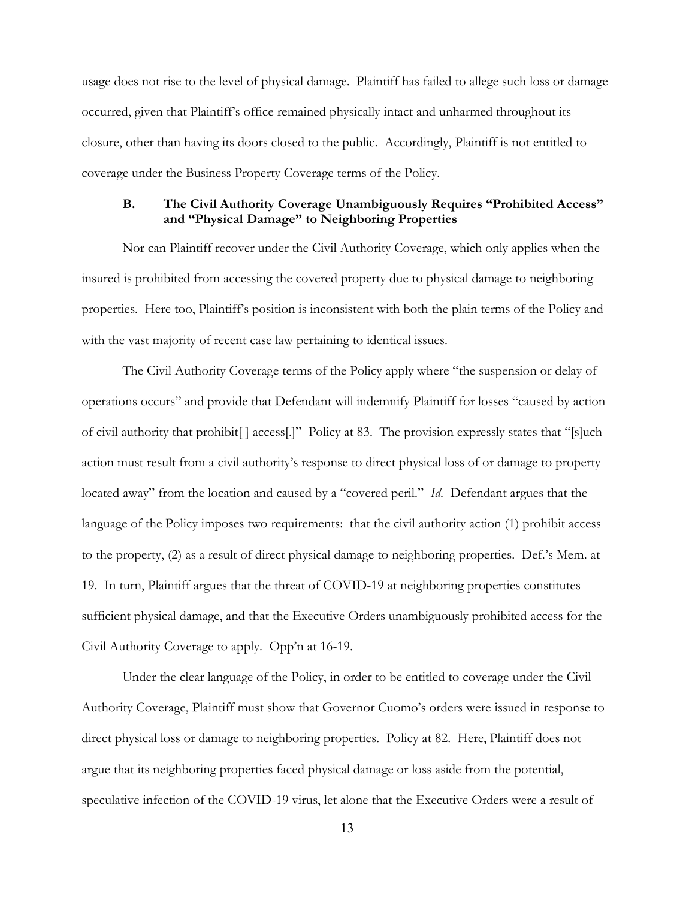usage does not rise to the level of physical damage. Plaintiff has failed to allege such loss or damage occurred, given that Plaintiff's office remained physically intact and unharmed throughout its closure, other than having its doors closed to the public. Accordingly, Plaintiff is not entitled to coverage under the Business Property Coverage terms of the Policy.

### B. The Civil Authority Coverage Unambiguously Requires "Prohibited Access" and "Physical Damage" to Neighboring Properties

Nor can Plaintiff recover under the Civil Authority Coverage, which only applies when the insured is prohibited from accessing the covered property due to physical damage to neighboring properties. Here too, Plaintiff's position is inconsistent with both the plain terms of the Policy and with the vast majority of recent case law pertaining to identical issues.

The Civil Authority Coverage terms of the Policy apply where "the suspension or delay of operations occurs" and provide that Defendant will indemnify Plaintiff for losses "caused by action of civil authority that prohibit[ ] access[.]" Policy at 83. The provision expressly states that "[s]uch action must result from a civil authority's response to direct physical loss of or damage to property located away" from the location and caused by a "covered peril." *Id.* Defendant argues that the language of the Policy imposes two requirements: that the civil authority action (1) prohibit access to the property, (2) as a result of direct physical damage to neighboring properties. Def.'s Mem. at 19. In turn, Plaintiff argues that the threat of COVID-19 at neighboring properties constitutes sufficient physical damage, and that the Executive Orders unambiguously prohibited access for the Civil Authority Coverage to apply. Opp'n at 16-19.

Under the clear language of the Policy, in order to be entitled to coverage under the Civil Authority Coverage, Plaintiff must show that Governor Cuomo's orders were issued in response to direct physical loss or damage to neighboring properties. Policy at 82. Here, Plaintiff does not argue that its neighboring properties faced physical damage or loss aside from the potential, speculative infection of the COVID-19 virus, let alone that the Executive Orders were a result of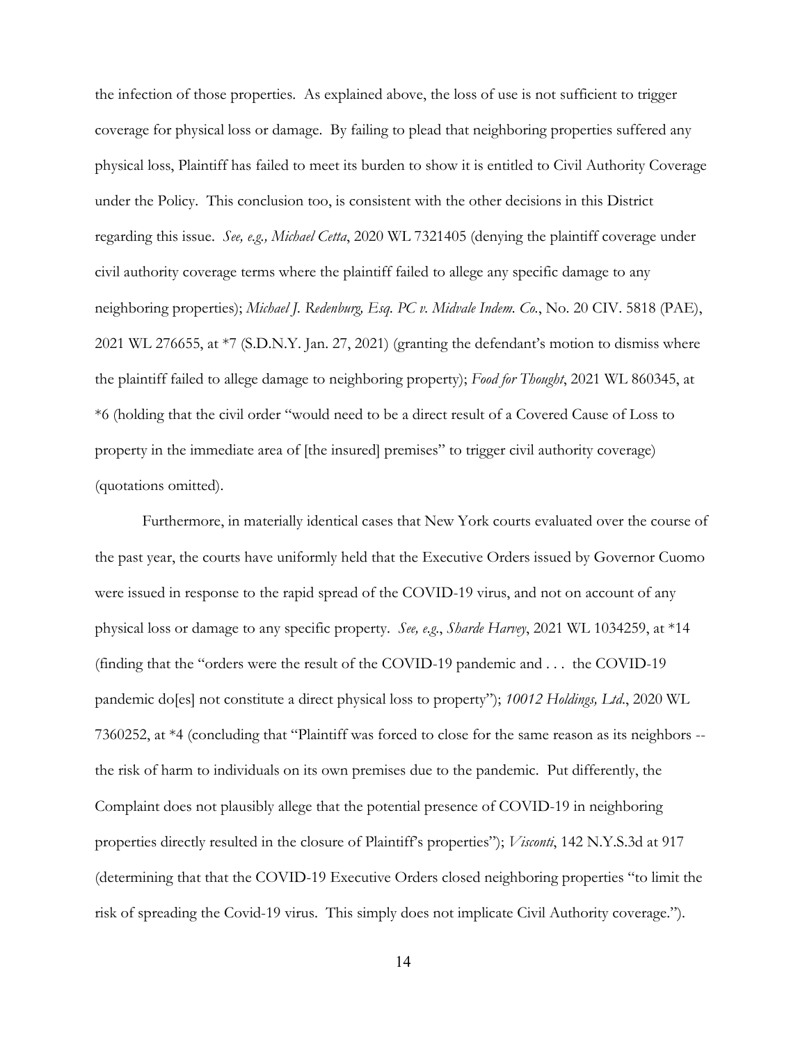the infection of those properties. As explained above, the loss of use is not sufficient to trigger coverage for physical loss or damage. By failing to plead that neighboring properties suffered any physical loss, Plaintiff has failed to meet its burden to show it is entitled to Civil Authority Coverage under the Policy. This conclusion too, is consistent with the other decisions in this District regarding this issue. *See, e.g., Michael Cetta*, 2020 WL 7321405 (denying the plaintiff coverage under civil authority coverage terms where the plaintiff failed to allege any specific damage to any neighboring properties); *Michael J. Redenburg, Esq. PC v. Midvale Indem. Co.*, No. 20 CIV. 5818 (PAE), 2021 WL 276655, at *7 (S.D.N.Y. Jan. 27, 2021) (granting the defendant's motion to dismiss where the plaintiff failed to allege damage to neighboring property); *Food for Thought*, 2021 WL 860345, at *6 (holding that the civil order "would need to be a direct result of a Covered Cause of Loss to property in the immediate area of [the insured] premises" to trigger civil authority coverage) (quotations omitted).

Furthermore, in materially identical cases that New York courts evaluated over the course of the past year, the courts have uniformly held that the Executive Orders issued by Governor Cuomo were issued in response to the rapid spread of the COVID-19 virus, and not on account of any physical loss or damage to any specific property. *See, e.g.*, *Sharde Harvey*, 2021 WL 1034259, at *14 (finding that the "orders were the result of the COVID-19 pandemic and . . . the COVID-19 pandemic do[es] not constitute a direct physical loss to property"); *10012 Holdings, Ltd.*, 2020 WL 7360252, at *4 (concluding that "Plaintiff was forced to close for the same reason as its neighbors -- the risk of harm to individuals on its own premises due to the pandemic. Put differently, the Complaint does not plausibly allege that the potential presence of COVID-19 in neighboring properties directly resulted in the closure of Plaintiff's properties"); *Visconti*, 142 N.Y.S.3d at 917 (determining that that the COVID-19 Executive Orders closed neighboring properties "to limit the risk of spreading the Covid-19 virus. This simply does not implicate Civil Authority coverage.").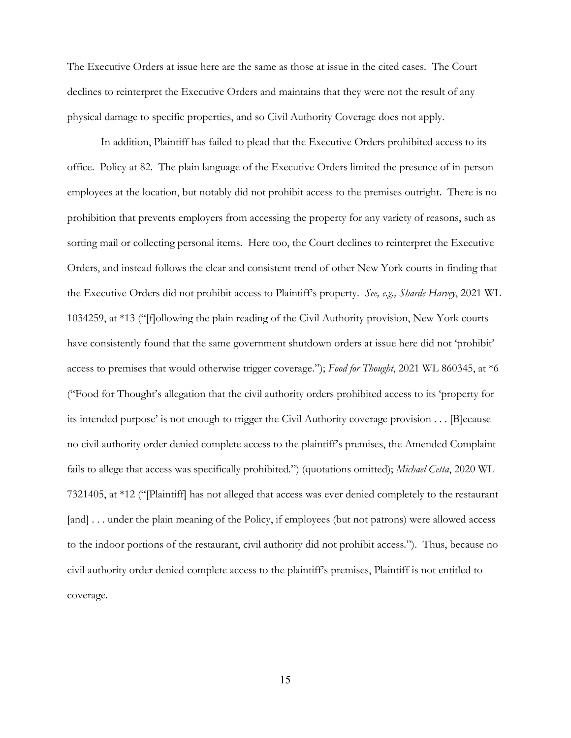The Executive Orders at issue here are the same as those at issue in the cited cases. The Court declines to reinterpret the Executive Orders and maintains that they were not the result of any physical damage to specific properties, and so Civil Authority Coverage does not apply.

In addition, Plaintiff has failed to plead that the Executive Orders prohibited access to its office. Policy at 82. The plain language of the Executive Orders limited the presence of in-person employees at the location, but notably did not prohibit access to the premises outright. There is no prohibition that prevents employers from accessing the property for any variety of reasons, such as sorting mail or collecting personal items. Here too, the Court declines to reinterpret the Executive Orders, and instead follows the clear and consistent trend of other New York courts in finding that the Executive Orders did not prohibit access to Plaintiff's property. *See, e.g., Sharde Harvey*, 2021 WL 1034259, at *13 ("[f]ollowing the plain reading of the Civil Authority provision, New York courts have consistently found that the same government shutdown orders at issue here did not 'prohibit' access to premises that would otherwise trigger coverage."); *Food for Thought*, 2021 WL 860345, at *6 ("Food for Thought's allegation that the civil authority orders prohibited access to its 'property for its intended purpose' is not enough to trigger the Civil Authority coverage provision . . . [B]ecause no civil authority order denied complete access to the plaintiff's premises, the Amended Complaint fails to allege that access was specifically prohibited.") (quotations omitted); *Michael Cetta*, 2020 WL 7321405, at *12 ("[Plaintiff] has not alleged that access was ever denied completely to the restaurant [and] . . . under the plain meaning of the Policy, if employees (but not patrons) were allowed access to the indoor portions of the restaurant, civil authority did not prohibit access."). Thus, because no civil authority order denied complete access to the plaintiff's premises, Plaintiff is not entitled to coverage.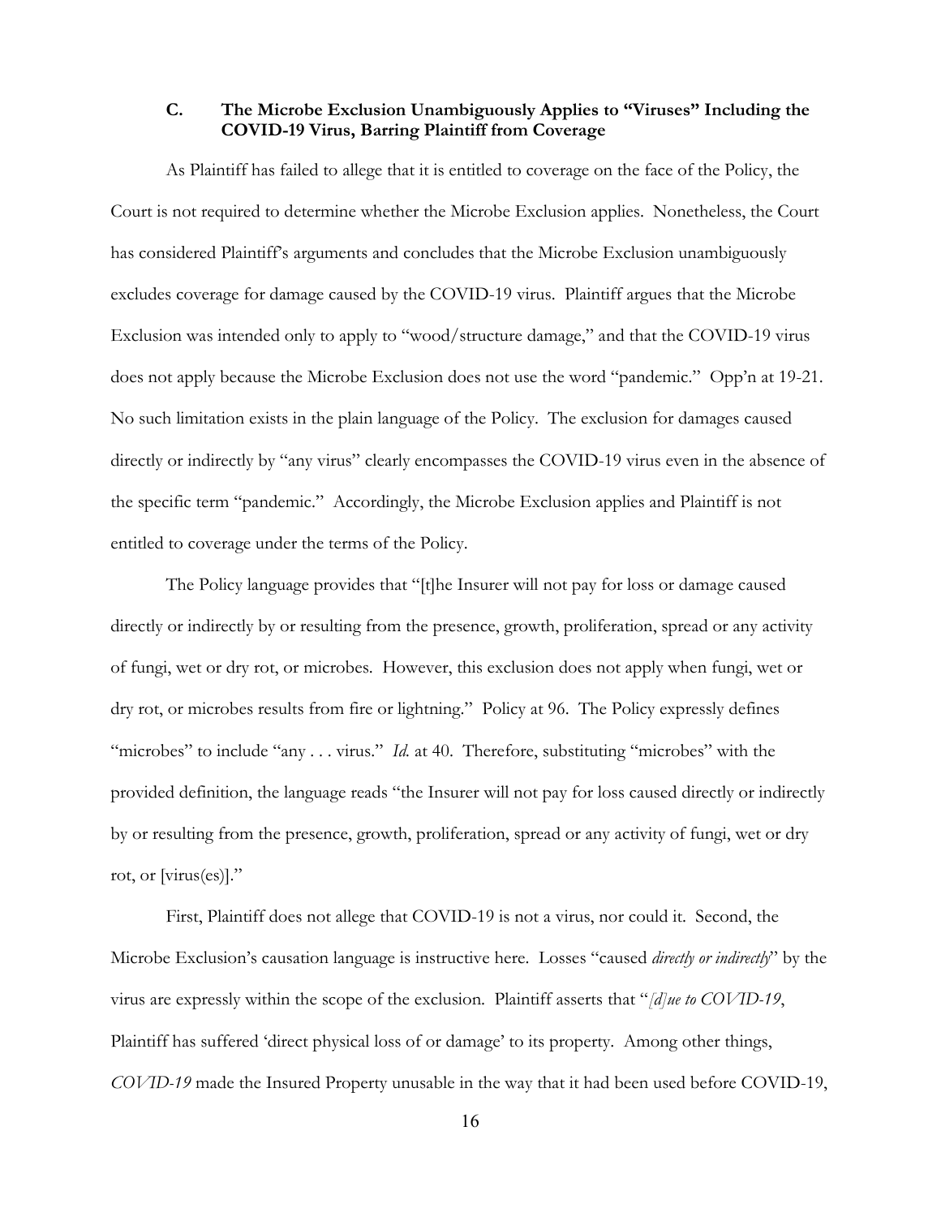### C. The Microbe Exclusion Unambiguously Applies to "Viruses" Including the COVID-19 Virus, Barring Plaintiff from Coverage

As Plaintiff has failed to allege that it is entitled to coverage on the face of the Policy, the Court is not required to determine whether the Microbe Exclusion applies. Nonetheless, the Court has considered Plaintiff's arguments and concludes that the Microbe Exclusion unambiguously excludes coverage for damage caused by the COVID-19 virus. Plaintiff argues that the Microbe Exclusion was intended only to apply to "wood/structure damage," and that the COVID-19 virus does not apply because the Microbe Exclusion does not use the word "pandemic." Opp'n at 19-21. No such limitation exists in the plain language of the Policy. The exclusion for damages caused directly or indirectly by "any virus" clearly encompasses the COVID-19 virus even in the absence of the specific term "pandemic." Accordingly, the Microbe Exclusion applies and Plaintiff is not entitled to coverage under the terms of the Policy.

The Policy language provides that "[t]he Insurer will not pay for loss or damage caused directly or indirectly by or resulting from the presence, growth, proliferation, spread or any activity of fungi, wet or dry rot, or microbes. However, this exclusion does not apply when fungi, wet or dry rot, or microbes results from fire or lightning." Policy at 96. The Policy expressly defines "microbes" to include "any . . . virus." *Id.* at 40. Therefore, substituting "microbes" with the provided definition, the language reads "the Insurer will not pay for loss caused directly or indirectly by or resulting from the presence, growth, proliferation, spread or any activity of fungi, wet or dry rot, or [virus(es)]."

First, Plaintiff does not allege that COVID-19 is not a virus, nor could it. Second, the Microbe Exclusion's causation language is instructive here. Losses "caused *directly or indirectly*" by the virus are expressly within the scope of the exclusion. Plaintiff asserts that "*[d]ue to COVID-19*, Plaintiff has suffered 'direct physical loss of or damage' to its property. Among other things, *COVID-19* made the Insured Property unusable in the way that it had been used before COVID-19,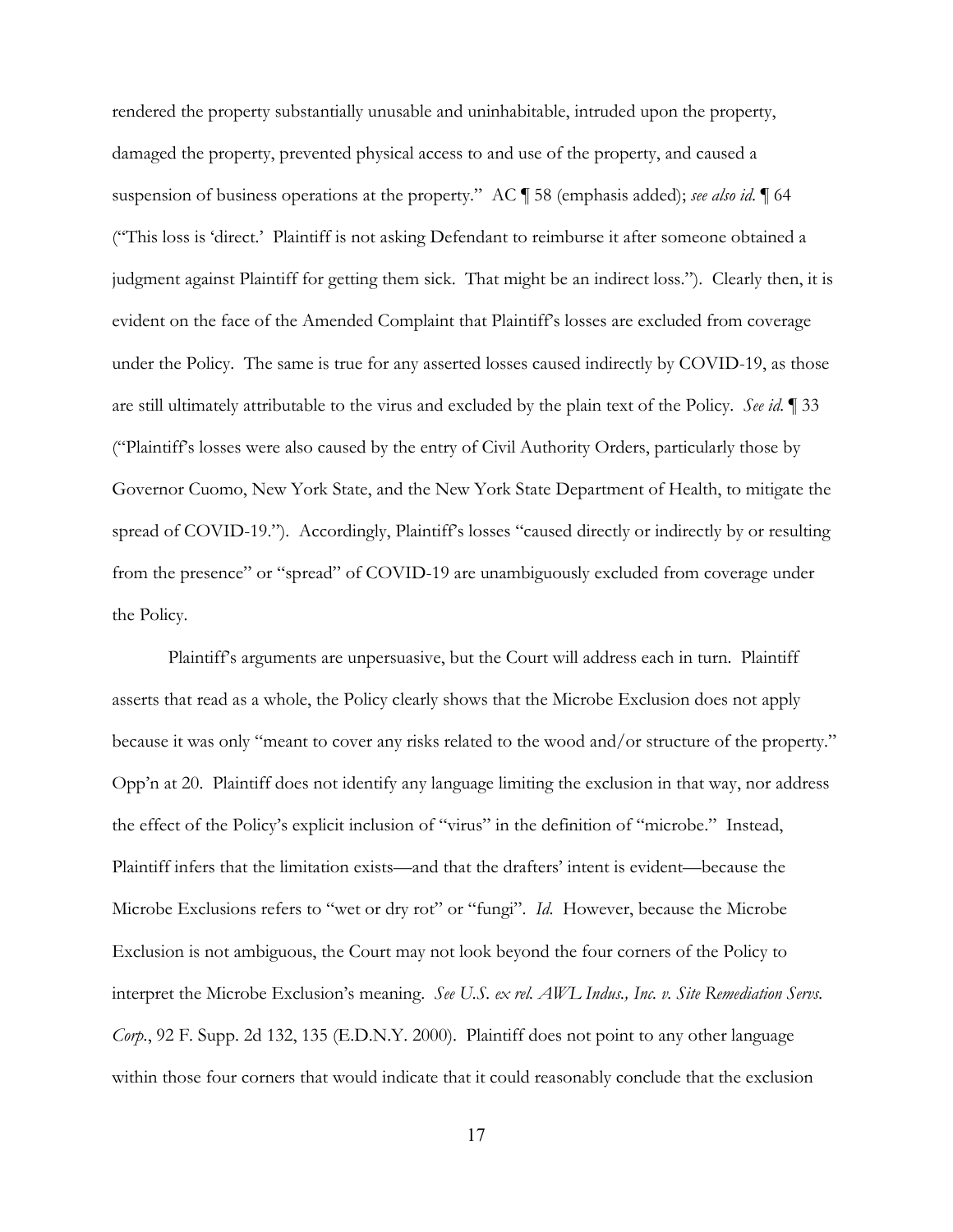rendered the property substantially unusable and uninhabitable, intruded upon the property, damaged the property, prevented physical access to and use of the property, and caused a suspension of business operations at the property." AC ¶ 58 (emphasis added); *see also id.* ¶ 64 ("This loss is 'direct.' Plaintiff is not asking Defendant to reimburse it after someone obtained a judgment against Plaintiff for getting them sick. That might be an indirect loss."). Clearly then, it is evident on the face of the Amended Complaint that Plaintiff's losses are excluded from coverage under the Policy. The same is true for any asserted losses caused indirectly by COVID-19, as those are still ultimately attributable to the virus and excluded by the plain text of the Policy. *See id.* ¶ 33 ("Plaintiff's losses were also caused by the entry of Civil Authority Orders, particularly those by Governor Cuomo, New York State, and the New York State Department of Health, to mitigate the spread of COVID-19."). Accordingly, Plaintiff's losses "caused directly or indirectly by or resulting from the presence" or "spread" of COVID-19 are unambiguously excluded from coverage under the Policy.

Plaintiff's arguments are unpersuasive, but the Court will address each in turn. Plaintiff asserts that read as a whole, the Policy clearly shows that the Microbe Exclusion does not apply because it was only "meant to cover any risks related to the wood and/or structure of the property." Opp'n at 20. Plaintiff does not identify any language limiting the exclusion in that way, nor address the effect of the Policy's explicit inclusion of "virus" in the definition of "microbe." Instead, Plaintiff infers that the limitation exists—and that the drafters' intent is evident—because the Microbe Exclusions refers to "wet or dry rot" or "fungi". *Id.* However, because the Microbe Exclusion is not ambiguous, the Court may not look beyond the four corners of the Policy to interpret the Microbe Exclusion's meaning. *See U.S. ex rel. AWL Indus., Inc. v. Site Remediation Servs. Corp.*, 92 F. Supp. 2d 132, 135 (E.D.N.Y. 2000). Plaintiff does not point to any other language within those four corners that would indicate that it could reasonably conclude that the exclusion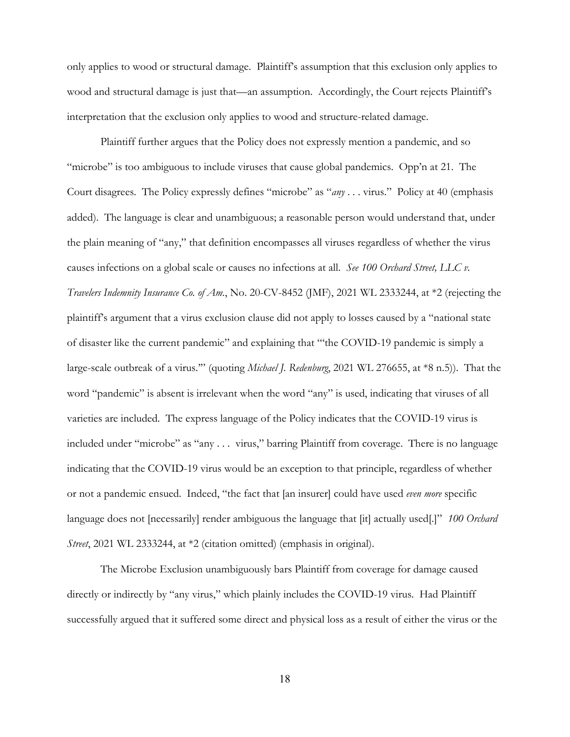only applies to wood or structural damage. Plaintiff's assumption that this exclusion only applies to wood and structural damage is just that—an assumption. Accordingly, the Court rejects Plaintiff's interpretation that the exclusion only applies to wood and structure-related damage.

Plaintiff further argues that the Policy does not expressly mention a pandemic, and so "microbe" is too ambiguous to include viruses that cause global pandemics. Opp'n at 21. The Court disagrees. The Policy expressly defines "microbe" as "*any* . . . virus." Policy at 40 (emphasis added). The language is clear and unambiguous; a reasonable person would understand that, under the plain meaning of "any," that definition encompasses all viruses regardless of whether the virus causes infections on a global scale or causes no infections at all. *See 100 Orchard Street, LLC v. Travelers Indemnity Insurance Co. of Am.*, No. 20-CV-8452 (JMF), 2021 WL 2333244, at *2 (rejecting the plaintiff's argument that a virus exclusion clause did not apply to losses caused by a "national state of disaster like the current pandemic" and explaining that "'the COVID-19 pandemic is simply a large-scale outbreak of a virus.'" (quoting *Michael J. Redenburg*, 2021 WL 276655, at *8 n.5)). That the word "pandemic" is absent is irrelevant when the word "any" is used, indicating that viruses of all varieties are included. The express language of the Policy indicates that the COVID-19 virus is included under "microbe" as "any . . . virus," barring Plaintiff from coverage. There is no language indicating that the COVID-19 virus would be an exception to that principle, regardless of whether or not a pandemic ensued. Indeed, "the fact that [an insurer] could have used *even more* specific language does not [necessarily] render ambiguous the language that [it] actually used[.]" *100 Orchard Street*, 2021 WL 2333244, at *2 (citation omitted) (emphasis in original).

The Microbe Exclusion unambiguously bars Plaintiff from coverage for damage caused directly or indirectly by "any virus," which plainly includes the COVID-19 virus. Had Plaintiff successfully argued that it suffered some direct and physical loss as a result of either the virus or the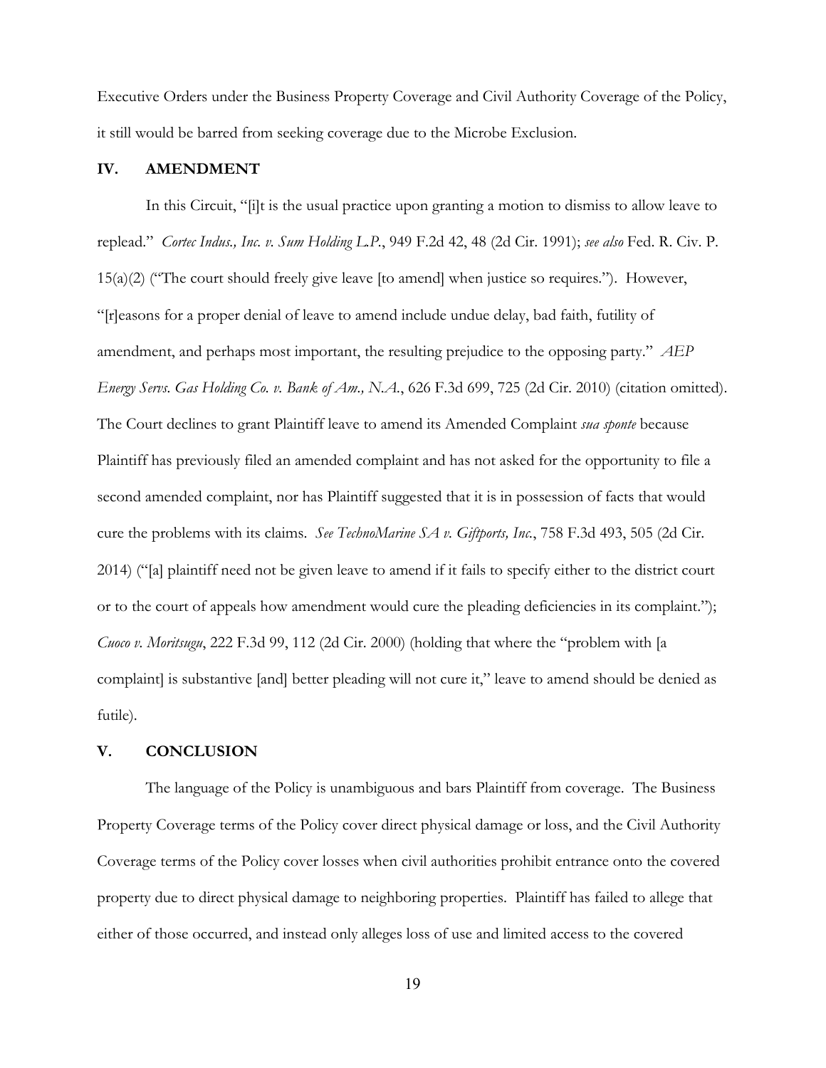Executive Orders under the Business Property Coverage and Civil Authority Coverage of the Policy, it still would be barred from seeking coverage due to the Microbe Exclusion.

## IV. AMENDMENT

In this Circuit, "[i]t is the usual practice upon granting a motion to dismiss to allow leave to replead." *Cortec Indus., Inc. v. Sum Holding L.P.*, 949 F.2d 42, 48 (2d Cir. 1991); *see also* Fed. R. Civ. P. 15(a)(2) ("The court should freely give leave [to amend] when justice so requires."). However, "[r]easons for a proper denial of leave to amend include undue delay, bad faith, futility of amendment, and perhaps most important, the resulting prejudice to the opposing party." *AEP Energy Servs. Gas Holding Co. v. Bank of Am., N.A.*, 626 F.3d 699, 725 (2d Cir. 2010) (citation omitted). The Court declines to grant Plaintiff leave to amend its Amended Complaint *sua sponte* because Plaintiff has previously filed an amended complaint and has not asked for the opportunity to file a second amended complaint, nor has Plaintiff suggested that it is in possession of facts that would cure the problems with its claims. *See TechnoMarine SA v. Giftports, Inc.*, 758 F.3d 493, 505 (2d Cir. 2014) ("[a] plaintiff need not be given leave to amend if it fails to specify either to the district court or to the court of appeals how amendment would cure the pleading deficiencies in its complaint."); *Cuoco v. Moritsugu*, 222 F.3d 99, 112 (2d Cir. 2000) (holding that where the "problem with [a complaint] is substantive [and] better pleading will not cure it," leave to amend should be denied as futile).

## V. CONCLUSION

The language of the Policy is unambiguous and bars Plaintiff from coverage. The Business Property Coverage terms of the Policy cover direct physical damage or loss, and the Civil Authority Coverage terms of the Policy cover losses when civil authorities prohibit entrance onto the covered property due to direct physical damage to neighboring properties. Plaintiff has failed to allege that either of those occurred, and instead only alleges loss of use and limited access to the covered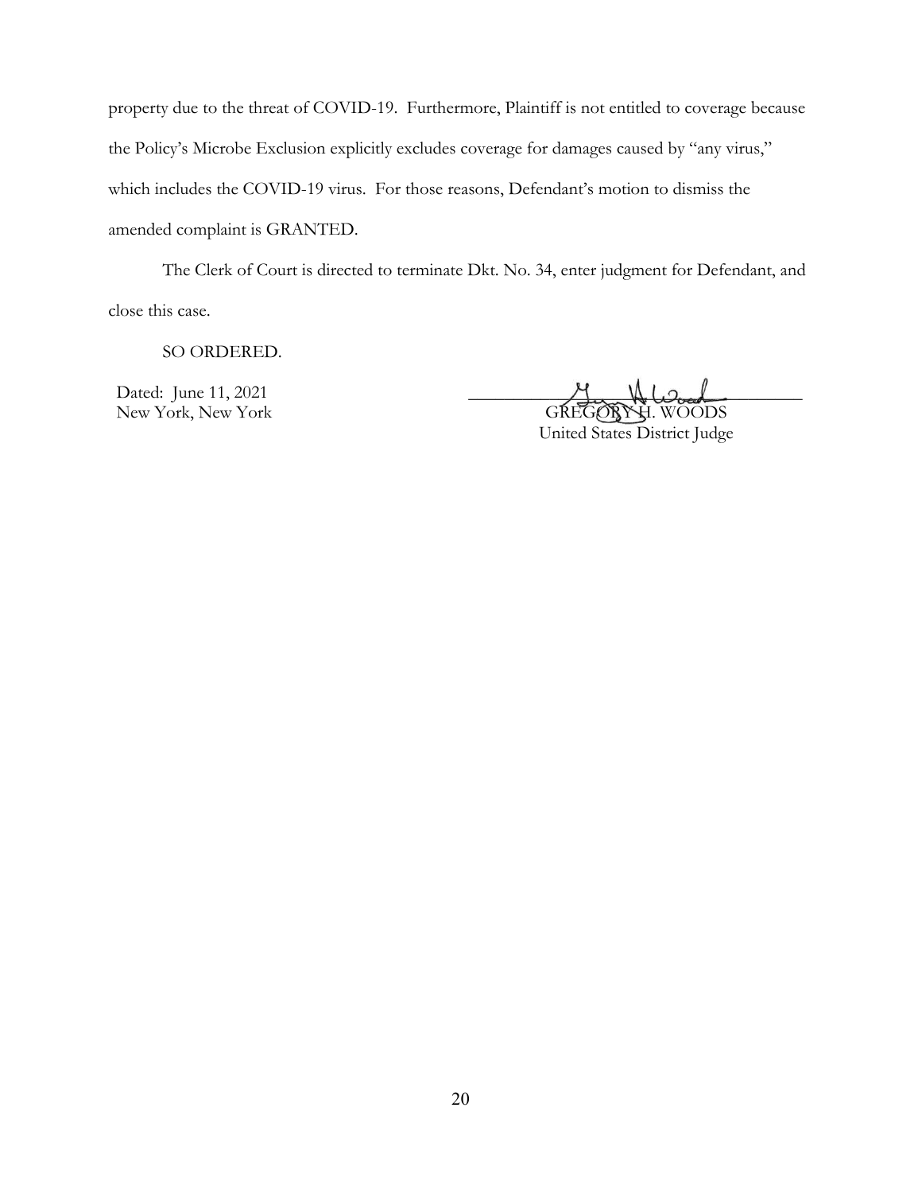property due to the threat of COVID-19. Furthermore, Plaintiff is not entitled to coverage because the Policy's Microbe Exclusion explicitly excludes coverage for damages caused by "any virus," which includes the COVID-19 virus. For those reasons, Defendant's motion to dismiss the amended complaint is GRANTED.

The Clerk of Court is directed to terminate Dkt. No. 34, enter judgment for Defendant, and close this case.

SO ORDERED.

Dated: June 11, 2021
New York, New York

GREGORY H. WOODS
United States District Judge